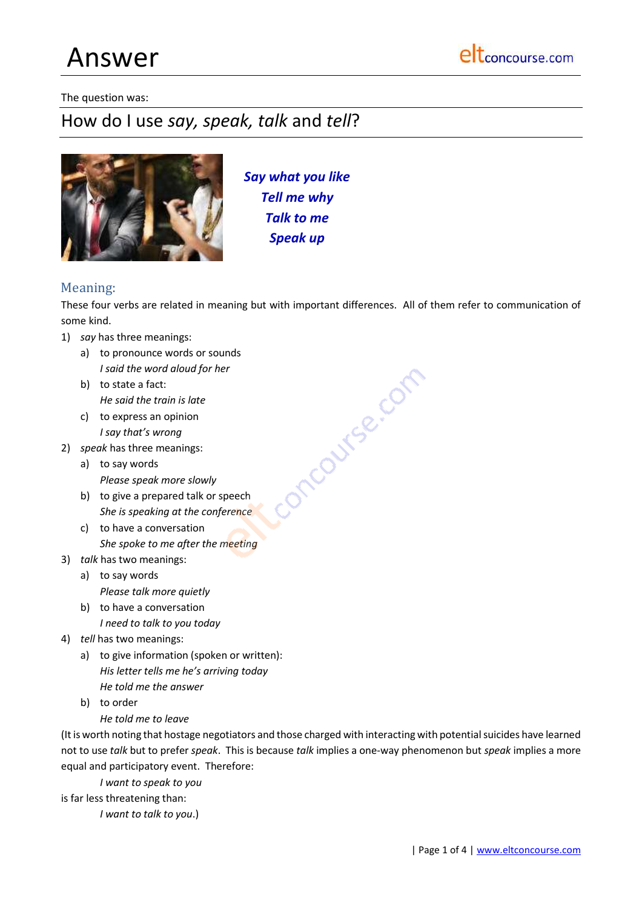# Answer

The question was:

## How do I use *say, speak, talk* and *tell*?

***Say what you like***
***Tell me why***
***Talk to me***
***Speak up***

## Meaning:

These four verbs are related in meaning but with important differences. All of them refer to communication of some kind.

1) *say* has three meanings:
   a) to pronounce words or sounds
      *I said the word aloud for her*
   b) to state a fact:
      *He said the train is late*
   c) to express an opinion
      *I say that's wrong*
2) *speak* has three meanings:
   a) to say words
      *Please speak more slowly*
   b) to give a prepared talk or speech
      *She is speaking at the conference*
   c) to have a conversation
      *She spoke to me after the meeting*
3) *talk* has two meanings:
   a) to say words
      *Please talk more quietly*
   b) to have a conversation
      *I need to talk to you today*
4) *tell* has two meanings:
   a) to give information (spoken or written):
      *His letter tells me he's arriving today*
      *He told me the answer*
   b) to order
      *He told me to leave*

(It is worth noting that hostage negotiators and those charged with interacting with potential suicides have learned not to use *talk* but to prefer *speak*. This is because *talk* implies a one-way phenomenon but *speak* implies a more equal and participatory event. Therefore:

*I want to speak to you*

is far less threatening than:

*I want to talk to you*.)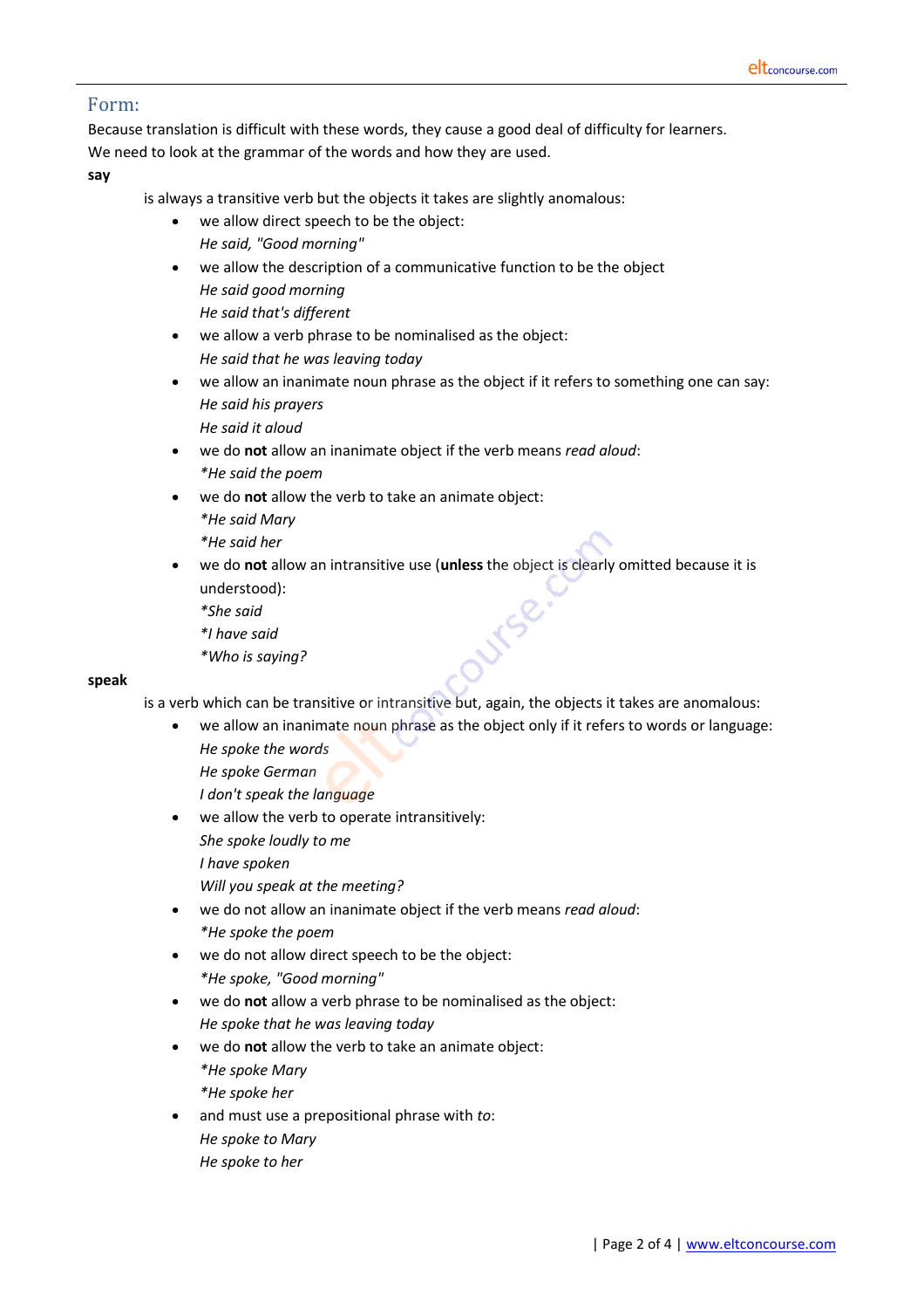## Form:

Because translation is difficult with these words, they cause a good deal of difficulty for learners. We need to look at the grammar of the words and how they are used.

**say**

is always a transitive verb but the objects it takes are slightly anomalous:

- we allow direct speech to be the object:
  *He said, "Good morning"*
- we allow the description of a communicative function to be the object
  *He said good morning*
  *He said that's different*
- we allow a verb phrase to be nominalised as the object:
  *He said that he was leaving today*
- we allow an inanimate noun phrase as the object if it refers to something one can say:
  *He said his prayers*
  *He said it aloud*
- we do **not** allow an inanimate object if the verb means *read aloud*:
  *\*He said the poem*
- we do **not** allow the verb to take an animate object:
  *\*He said Mary*
  *\*He said her*
- we do **not** allow an intransitive use (**unless** the object is clearly omitted because it is understood):
  *\*She said*
  *\*I have said*
  *\*Who is saying?*

**speak**

is a verb which can be transitive or intransitive but, again, the objects it takes are anomalous:

- we allow an inanimate noun phrase as the object only if it refers to words or language:
  *He spoke the words*
  *He spoke German*
  *I don't speak the language*
- we allow the verb to operate intransitively:
  *She spoke loudly to me*
  *I have spoken*
  *Will you speak at the meeting?*
- we do not allow an inanimate object if the verb means *read aloud*:
  *\*He spoke the poem*
- we do not allow direct speech to be the object:
  *\*He spoke, "Good morning"*
- we do **not** allow a verb phrase to be nominalised as the object:
  *He spoke that he was leaving today*
- we do **not** allow the verb to take an animate object:
  *\*He spoke Mary*
  *\*He spoke her*
- and must use a prepositional phrase with *to*:
  *He spoke to Mary*
  *He spoke to her*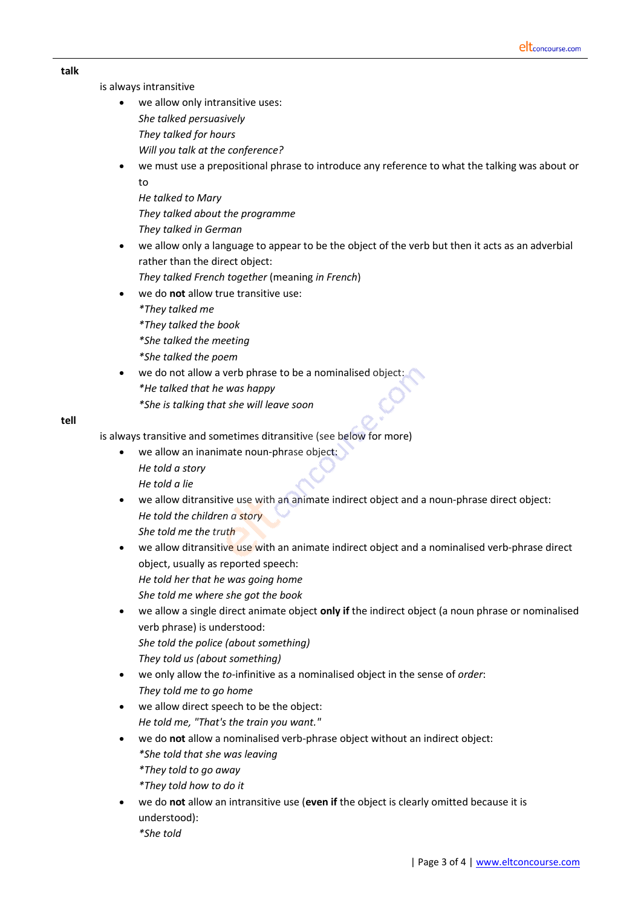**talk**

is always intransitive

- we allow only intransitive uses:
  *She talked persuasively*
  *They talked for hours*
  *Will you talk at the conference?*
- we must use a prepositional phrase to introduce any reference to what the talking was about or to
  *He talked to Mary*
  *They talked about the programme*
  *They talked in German*
- we allow only a language to appear to be the object of the verb but then it acts as an adverbial rather than the direct object:
  *They talked French together* (meaning *in French*)
- we do **not** allow true transitive use:
  **They talked me*
  **They talked the book*
  **She talked the meeting*
  **She talked the poem*
- we do not allow a verb phrase to be a nominalised object:
  **He talked that he was happy*
  **She is talking that she will leave soon*

**tell**

is always transitive and sometimes ditransitive (see below for more)

- we allow an inanimate noun-phrase object:
  *He told a story*
  *He told a lie*
- we allow ditransitive use with an animate indirect object and a noun-phrase direct object:
  *He told the children a story*
  *She told me the truth*
- we allow ditransitive use with an animate indirect object and a nominalised verb-phrase direct object, usually as reported speech:
  *He told her that he was going home*
  *She told me where she got the book*
- we allow a single direct animate object **only if** the indirect object (a noun phrase or nominalised verb phrase) is understood:
  *She told the police (about something)*
  *They told us (about something)*
- we only allow the *to*-infinitive as a nominalised object in the sense of *order*:
  *They told me to go home*
- we allow direct speech to be the object:
  *He told me, "That's the train you want."*
- we do **not** allow a nominalised verb-phrase object without an indirect object:
  **She told that she was leaving*
  **They told to go away*
  **They told how to do it*
- we do **not** allow an intransitive use (**even if** the object is clearly omitted because it is understood):
  **She told*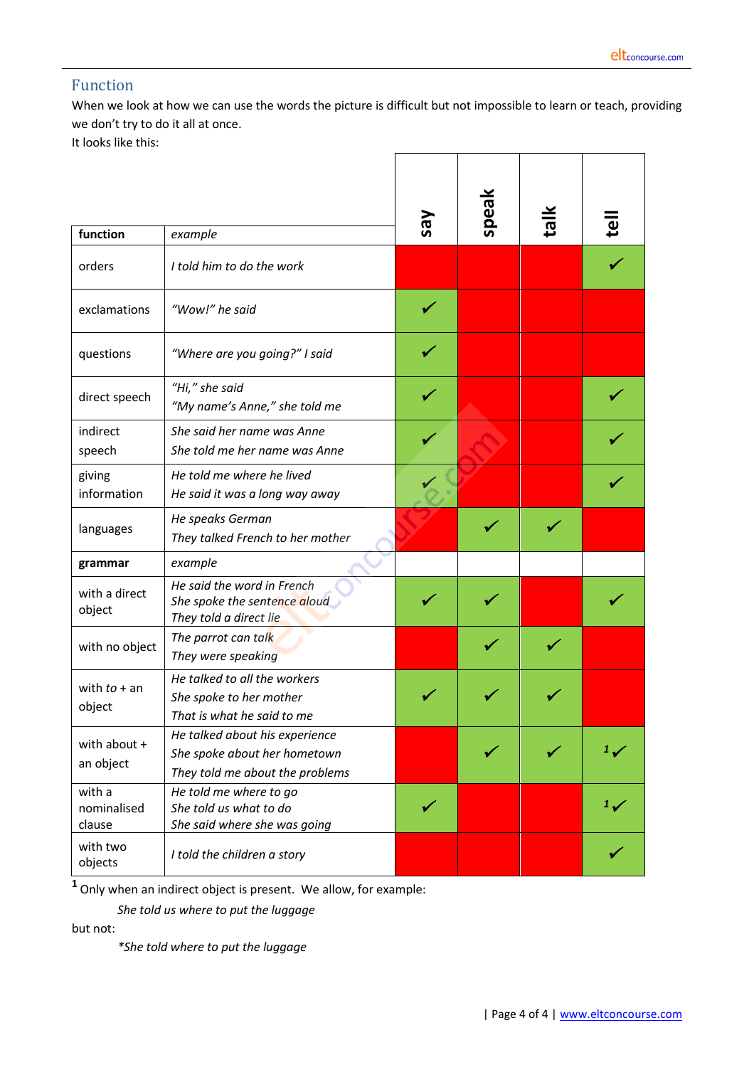## Function

When we look at how we can use the words the picture is difficult but not impossible to learn or teach, providing we don't try to do it all at once.

It looks like this:

| function | example | say | speak | talk | tell |
|---|---|---|---|---|---|
| orders | *I told him to do the work* | | | | ✓ |
| exclamations | *"Wow!" he said* | ✓ | | | |
| questions | *"Where are you going?" I said* | ✓ | | | |
| direct speech | *"Hi," she said*<br>*"My name's Anne," she told me* | ✓ | | | ✓ |
| indirect speech | *She said her name was Anne*<br>*She told me her name was Anne* | ✓ | | | ✓ |
| giving information | *He told me where he lived*<br>*He said it was a long way away* | ✓ | | | ✓ |
| languages | *He speaks German*<br>*They talked French to her mother* | | ✓ | ✓ | |
| **grammar** | *example* | | | | |
| with a direct object | *He said the word in French*<br>*She spoke the sentence aloud*<br>*They told a direct lie* | ✓ | ✓ | | ✓ |
| with no object | *The parrot can talk*<br>*They were speaking* | | ✓ | ✓ | |
| with *to* + an object | *He talked to all the workers*<br>*She spoke to her mother*<br>*That is what he said to me* | ✓ | ✓ | ✓ | |
| with about + an object | *He talked about his experience*<br>*She spoke about her hometown*<br>*They told me about the problems* | | ✓ | ✓ | [1] ✓ |
| with a nominalised clause | *He told me where to go*<br>*She told us what to do*<br>*She said where she was going* | ✓ | | | [1] ✓ |
| with two objects | *I told the children a story* | | | | ✓ |

[1] Only when an indirect object is present. We allow, for example:

*She told us where to put the luggage*

but not:

*\*She told where to put the luggage*